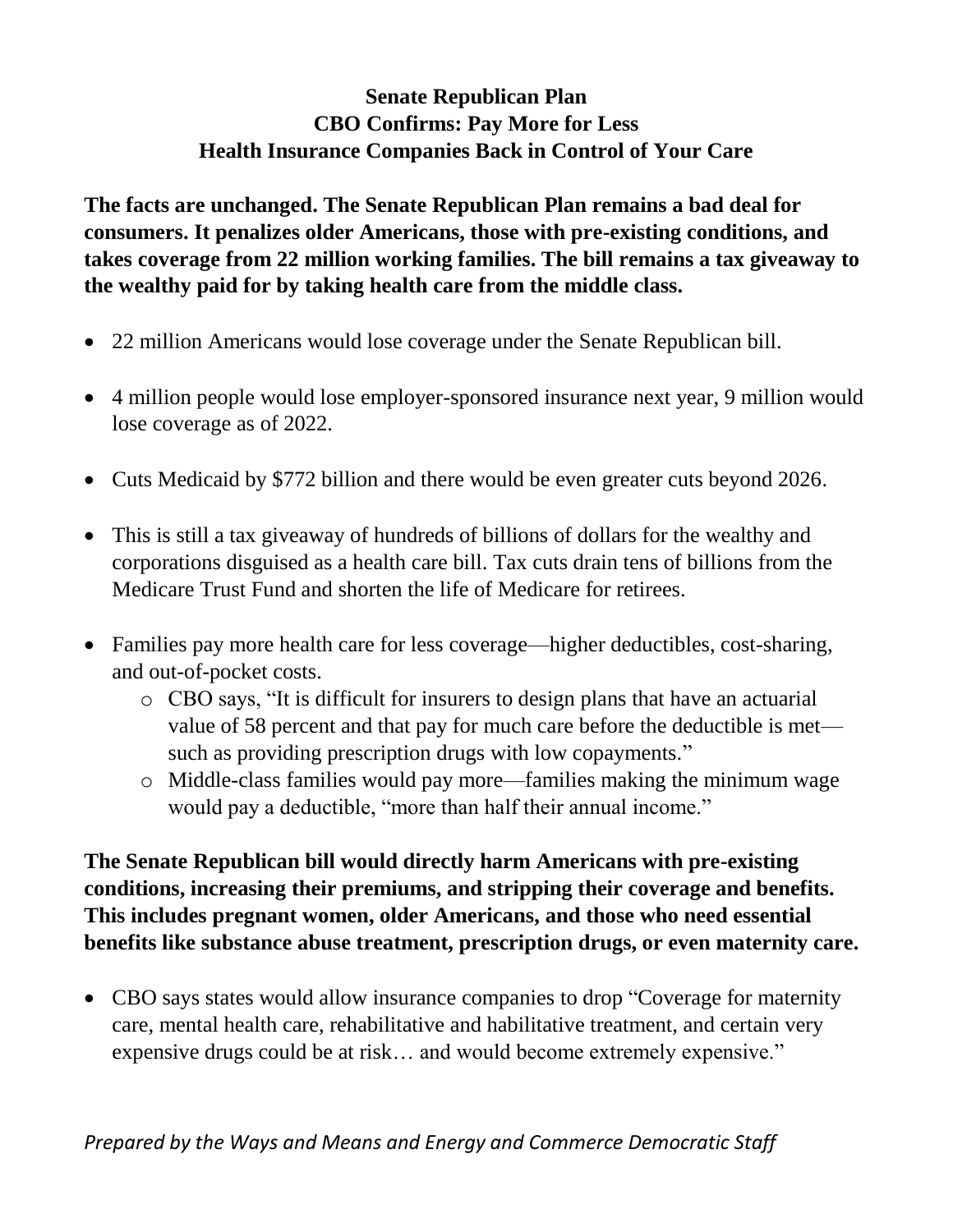# Senate Republican Plan
## CBO Confirms: Pay More for Less
## Health Insurance Companies Back in Control of Your Care

**The facts are unchanged. The Senate Republican Plan remains a bad deal for consumers. It penalizes older Americans, those with pre-existing conditions, and takes coverage from 22 million working families. The bill remains a tax giveaway to the wealthy paid for by taking health care from the middle class.**

- 22 million Americans would lose coverage under the Senate Republican bill.
- 4 million people would lose employer-sponsored insurance next year, 9 million would lose coverage as of 2022.
- Cuts Medicaid by $772 billion and there would be even greater cuts beyond 2026.
- This is still a tax giveaway of hundreds of billions of dollars for the wealthy and corporations disguised as a health care bill. Tax cuts drain tens of billions from the Medicare Trust Fund and shorten the life of Medicare for retirees.
- Families pay more health care for less coverage—higher deductibles, cost-sharing, and out-of-pocket costs.
  - CBO says, "It is difficult for insurers to design plans that have an actuarial value of 58 percent and that pay for much care before the deductible is met—such as providing prescription drugs with low copayments."
  - Middle-class families would pay more—families making the minimum wage would pay a deductible, "more than half their annual income."

**The Senate Republican bill would directly harm Americans with pre-existing conditions, increasing their premiums, and stripping their coverage and benefits. This includes pregnant women, older Americans, and those who need essential benefits like substance abuse treatment, prescription drugs, or even maternity care.**

- CBO says states would allow insurance companies to drop "Coverage for maternity care, mental health care, rehabilitative and habilitative treatment, and certain very expensive drugs could be at risk… and would become extremely expensive."

*Prepared by the Ways and Means and Energy and Commerce Democratic Staff*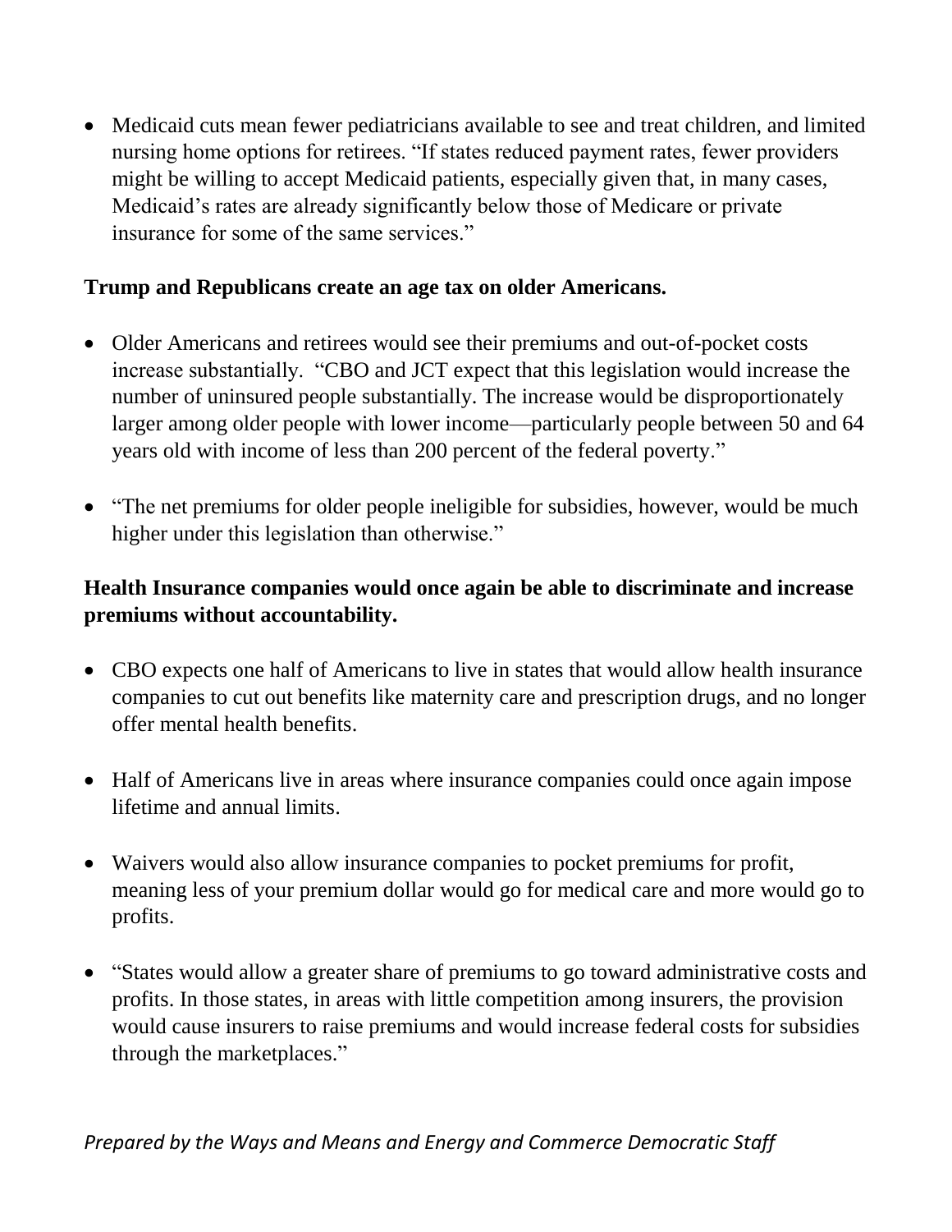- Medicaid cuts mean fewer pediatricians available to see and treat children, and limited nursing home options for retirees. "If states reduced payment rates, fewer providers might be willing to accept Medicaid patients, especially given that, in many cases, Medicaid's rates are already significantly below those of Medicare or private insurance for some of the same services."

**Trump and Republicans create an age tax on older Americans.**

- Older Americans and retirees would see their premiums and out-of-pocket costs increase substantially. "CBO and JCT expect that this legislation would increase the number of uninsured people substantially. The increase would be disproportionately larger among older people with lower income—particularly people between 50 and 64 years old with income of less than 200 percent of the federal poverty."
- "The net premiums for older people ineligible for subsidies, however, would be much higher under this legislation than otherwise."

**Health Insurance companies would once again be able to discriminate and increase premiums without accountability.**

- CBO expects one half of Americans to live in states that would allow health insurance companies to cut out benefits like maternity care and prescription drugs, and no longer offer mental health benefits.
- Half of Americans live in areas where insurance companies could once again impose lifetime and annual limits.
- Waivers would also allow insurance companies to pocket premiums for profit, meaning less of your premium dollar would go for medical care and more would go to profits.
- "States would allow a greater share of premiums to go toward administrative costs and profits. In those states, in areas with little competition among insurers, the provision would cause insurers to raise premiums and would increase federal costs for subsidies through the marketplaces."

*Prepared by the Ways and Means and Energy and Commerce Democratic Staff*